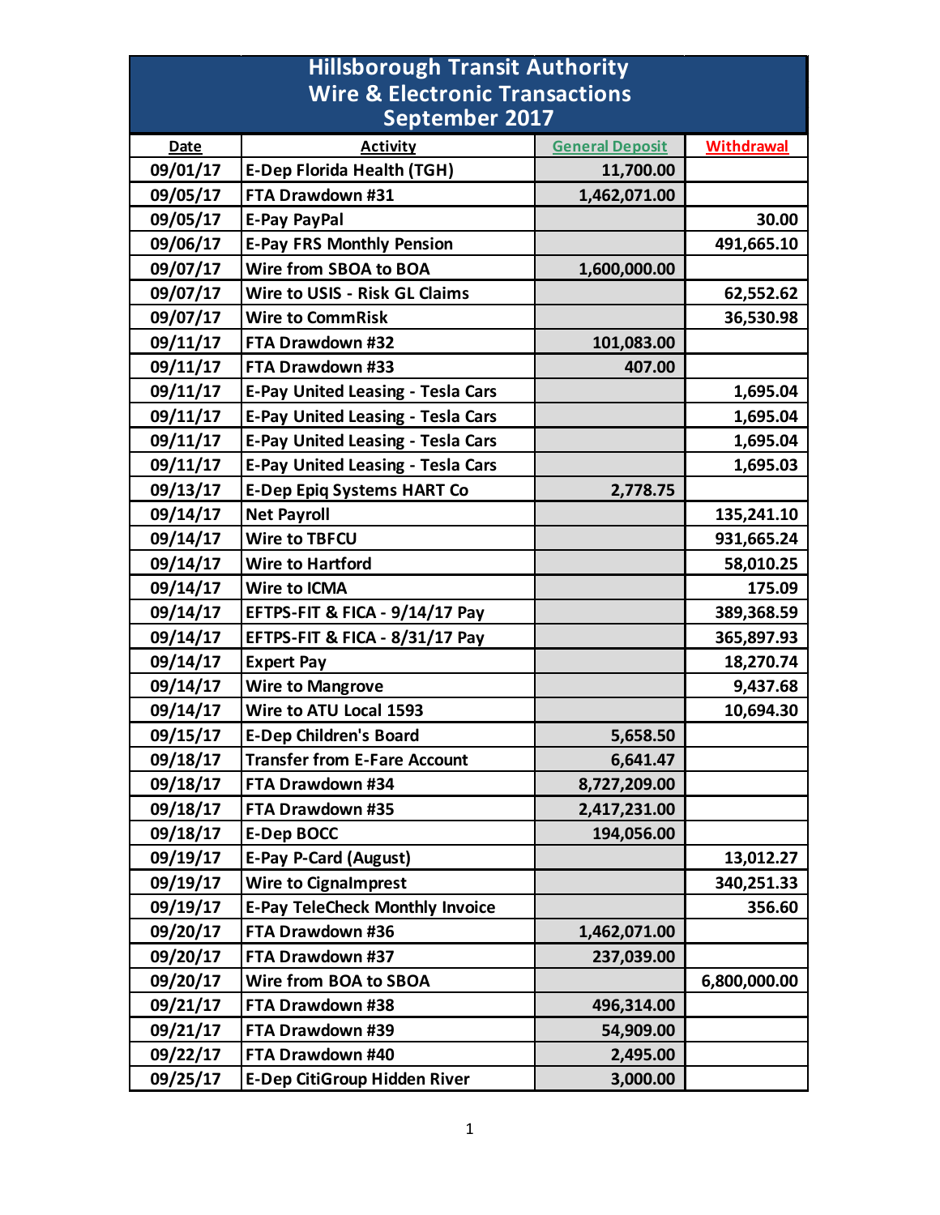# Hillsborough Transit Authority
## Wire & Electronic Transactions
## September 2017

| Date | Activity | General Deposit | Withdrawal |
|---|---|---|---|
| 09/01/17 | E-Dep Florida Health (TGH) | 11,700.00 | |
| 09/05/17 | FTA Drawdown #31 | 1,462,071.00 | |
| 09/05/17 | E-Pay PayPal | | 30.00 |
| 09/06/17 | E-Pay FRS Monthly Pension | | 491,665.10 |
| 09/07/17 | Wire from SBOA to BOA | 1,600,000.00 | |
| 09/07/17 | Wire to USIS - Risk GL Claims | | 62,552.62 |
| 09/07/17 | Wire to CommRisk | | 36,530.98 |
| 09/11/17 | FTA Drawdown #32 | 101,083.00 | |
| 09/11/17 | FTA Drawdown #33 | 407.00 | |
| 09/11/17 | E-Pay United Leasing - Tesla Cars | | 1,695.04 |
| 09/11/17 | E-Pay United Leasing - Tesla Cars | | 1,695.04 |
| 09/11/17 | E-Pay United Leasing - Tesla Cars | | 1,695.04 |
| 09/11/17 | E-Pay United Leasing - Tesla Cars | | 1,695.03 |
| 09/13/17 | E-Dep Epiq Systems HART Co | 2,778.75 | |
| 09/14/17 | Net Payroll | | 135,241.10 |
| 09/14/17 | Wire to TBFCU | | 931,665.24 |
| 09/14/17 | Wire to Hartford | | 58,010.25 |
| 09/14/17 | Wire to ICMA | | 175.09 |
| 09/14/17 | EFTPS-FIT & FICA - 9/14/17 Pay | | 389,368.59 |
| 09/14/17 | EFTPS-FIT & FICA - 8/31/17 Pay | | 365,897.93 |
| 09/14/17 | Expert Pay | | 18,270.74 |
| 09/14/17 | Wire to Mangrove | | 9,437.68 |
| 09/14/17 | Wire to ATU Local 1593 | | 10,694.30 |
| 09/15/17 | E-Dep Children's Board | 5,658.50 | |
| 09/18/17 | Transfer from E-Fare Account | 6,641.47 | |
| 09/18/17 | FTA Drawdown #34 | 8,727,209.00 | |
| 09/18/17 | FTA Drawdown #35 | 2,417,231.00 | |
| 09/18/17 | E-Dep BOCC | 194,056.00 | |
| 09/19/17 | E-Pay P-Card (August) | | 13,012.27 |
| 09/19/17 | Wire to CignaImprest | | 340,251.33 |
| 09/19/17 | E-Pay TeleCheck Monthly Invoice | | 356.60 |
| 09/20/17 | FTA Drawdown #36 | 1,462,071.00 | |
| 09/20/17 | FTA Drawdown #37 | 237,039.00 | |
| 09/20/17 | Wire from BOA to SBOA | | 6,800,000.00 |
| 09/21/17 | FTA Drawdown #38 | 496,314.00 | |
| 09/21/17 | FTA Drawdown #39 | 54,909.00 | |
| 09/22/17 | FTA Drawdown #40 | 2,495.00 | |
| 09/25/17 | E-Dep CitiGroup Hidden River | 3,000.00 | |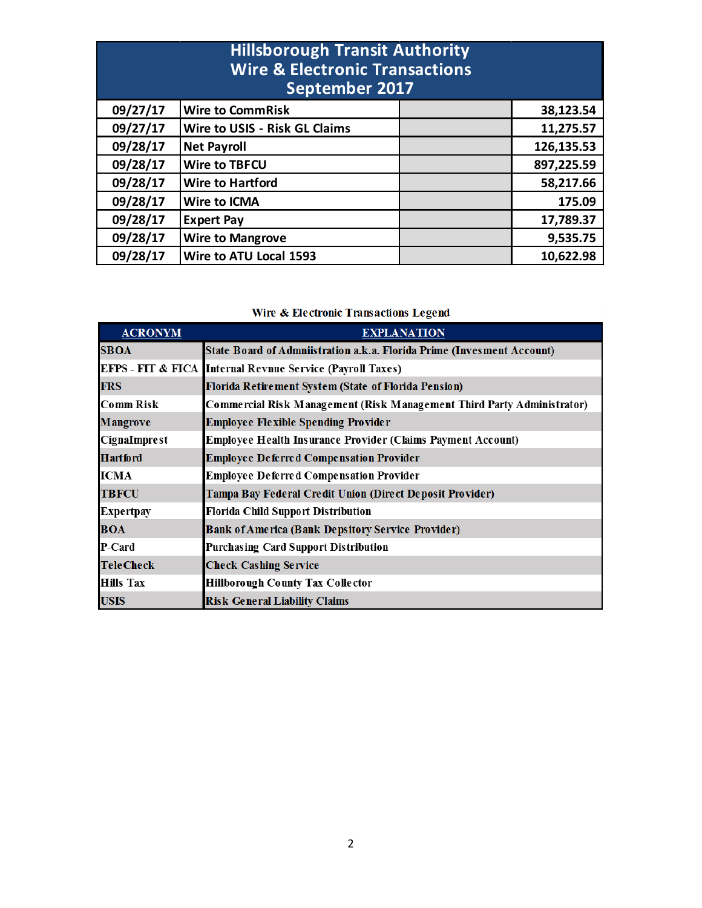# Hillsborough Transit Authority
## Wire & Electronic Transactions
## September 2017

| | | | |
|---|---|---|---|
| 09/27/17 | Wire to CommRisk | | 38,123.54 |
| 09/27/17 | Wire to USIS - Risk GL Claims | | 11,275.57 |
| 09/28/17 | Net Payroll | | 126,135.53 |
| 09/28/17 | Wire to TBFCU | | 897,225.59 |
| 09/28/17 | Wire to Hartford | | 58,217.66 |
| 09/28/17 | Wire to ICMA | | 175.09 |
| 09/28/17 | Expert Pay | | 17,789.37 |
| 09/28/17 | Wire to Mangrove | | 9,535.75 |
| 09/28/17 | Wire to ATU Local 1593 | | 10,622.98 |

Wire & Electronic Transactions Legend

| ACRONYM | EXPLANATION |
|---|---|
| SBOA | State Board of Admniistration a.k.a. Florida Prime (Invesment Account) |
| EFPS - FIT & FICA | Internal Revnue Service (Payroll Taxes) |
| FRS | Florida Retirement System (State of Florida Pension) |
| Comm Risk | Commercial Risk Management (Risk Management Third Party Administrator) |
| Mangrove | Employee Flexible Spending Provider |
| CignaImprest | Employee Health Insurance Provider (Claims Payment Account) |
| Hartford | Employee Deferred Compensation Provider |
| ICMA | Employee Deferred Compensation Provider |
| TBFCU | Tampa Bay Federal Credit Union (Direct Deposit Provider) |
| Expertpay | Florida Child Support Distribution |
| BOA | Bank of America (Bank Depsitory Service Provider) |
| P-Card | Purchasing Card Support Distribution |
| TeleCheck | Check Cashing Service |
| Hills Tax | Hillborough County Tax Collector |
| USIS | Risk General Liability Claims |